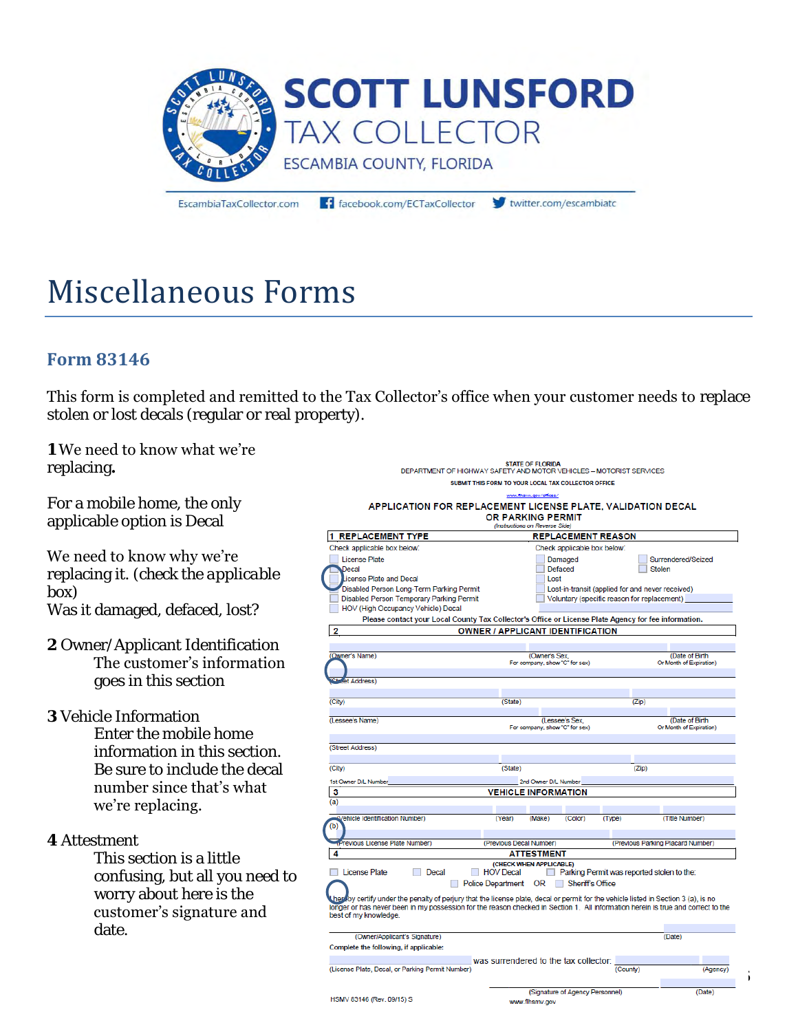# SCOTT LUNSFORD
## TAX COLLECTOR
ESCAMBIA COUNTY, FLORIDA

EscambiaTaxCollector.com | facebook.com/ECTaxCollector | twitter.com/escambiatc

# Miscellaneous Forms

## Form 83146

This form is completed and remitted to the Tax Collector's office when your customer needs to replace stolen or lost decals (regular or real property).

**1** We need to know what we're replacing**.**

For a mobile home, the only applicable option is Decal

We need to know why we're replacing it. (check the applicable box)
Was it damaged, defaced, lost?

**2** Owner/Applicant Identification
The customer's information goes in this section

**3** Vehicle Information
Enter the mobile home information in this section. Be sure to include the decal number since that's what we're replacing.

**4** Attestment
This section is a little confusing, but all you need to worry about here is the customer's signature and date.

---

STATE OF FLORIDA
DEPARTMENT OF HIGHWAY SAFETY AND MOTOR VEHICLES – MOTORIST SERVICES
SUBMIT THIS FORM TO YOUR LOCAL TAX COLLECTOR OFFICE
www.flhsmv.gov/offices/

**APPLICATION FOR REPLACEMENT LICENSE PLATE, VALIDATION DECAL OR PARKING PERMIT**
(Instructions on Reverse Side)

**1 REPLACEMENT TYPE**
Check applicable box below:
- ☐ License Plate
- ☐ Decal
- ☐ License Plate and Decal
- ☐ Disabled Person Long-Term Parking Permit
- ☐ Disabled Person Temporary Parking Permit
- ☐ HOV (High Occupancy Vehicle) Decal

**REPLACEMENT REASON**
Check applicable box below:
- ☐ Damaged
- ☐ Defaced
- ☐ Lost
- ☐ Lost-in-transit (applied for and never received)
- ☐ Voluntary (specific reason for replacement) ______
- ☐ Surrendered/Seized
- ☐ Stolen

Please contact your Local County Tax Collector's Office or License Plate Agency for fee information.

**2 OWNER / APPLICANT IDENTIFICATION**

(Owner's Name) | (Owner's Sex, For company, show "C" for sex) | (Date of Birth Or Month of Expiration)
(Street Address)
(City) | (State) | (Zip)
(Lessee's Name) | (Lessee's Sex, For company, show "C" for sex) | (Date of Birth Or Month of Expiration)
(Street Address)
(City) | (State) | (Zip)
1st Owner D/L Number ______ 2nd Owner D/L Number ______

**3 VEHICLE INFORMATION**

(a) (Vehicle Identification Number) | (Year) | (Make) | (Color) | (Type) | (Title Number)
(b) (Previous License Plate Number) | (Previous Decal Number) | (Previous Parking Placard Number)

**4 ATTESTMENT**

(CHECK WHEN APPLICABLE)
☐ License Plate ☐ Decal ☐ HOV Decal ☐ Parking Permit was reported stolen to the:
☐ Police Department OR ☐ Sheriff's Office

I hereby certify under the penalty of perjury that the license plate, decal or permit for the vehicle listed in Section 3 (a), is no longer or has never been in my possession for the reason checked in Section 1. All information herein is true and correct to the best of my knowledge.

(Owner/Applicant's Signature) | (Date)

Complete the following, if applicable:

(License Plate, Decal, or Parking Permit Number) was surrendered to the tax collector: (County) (Agency)

(Signature of Agency Personnel) | (Date)

HSMV 83146 (Rev. 09/15) S
www.flhsmv.gov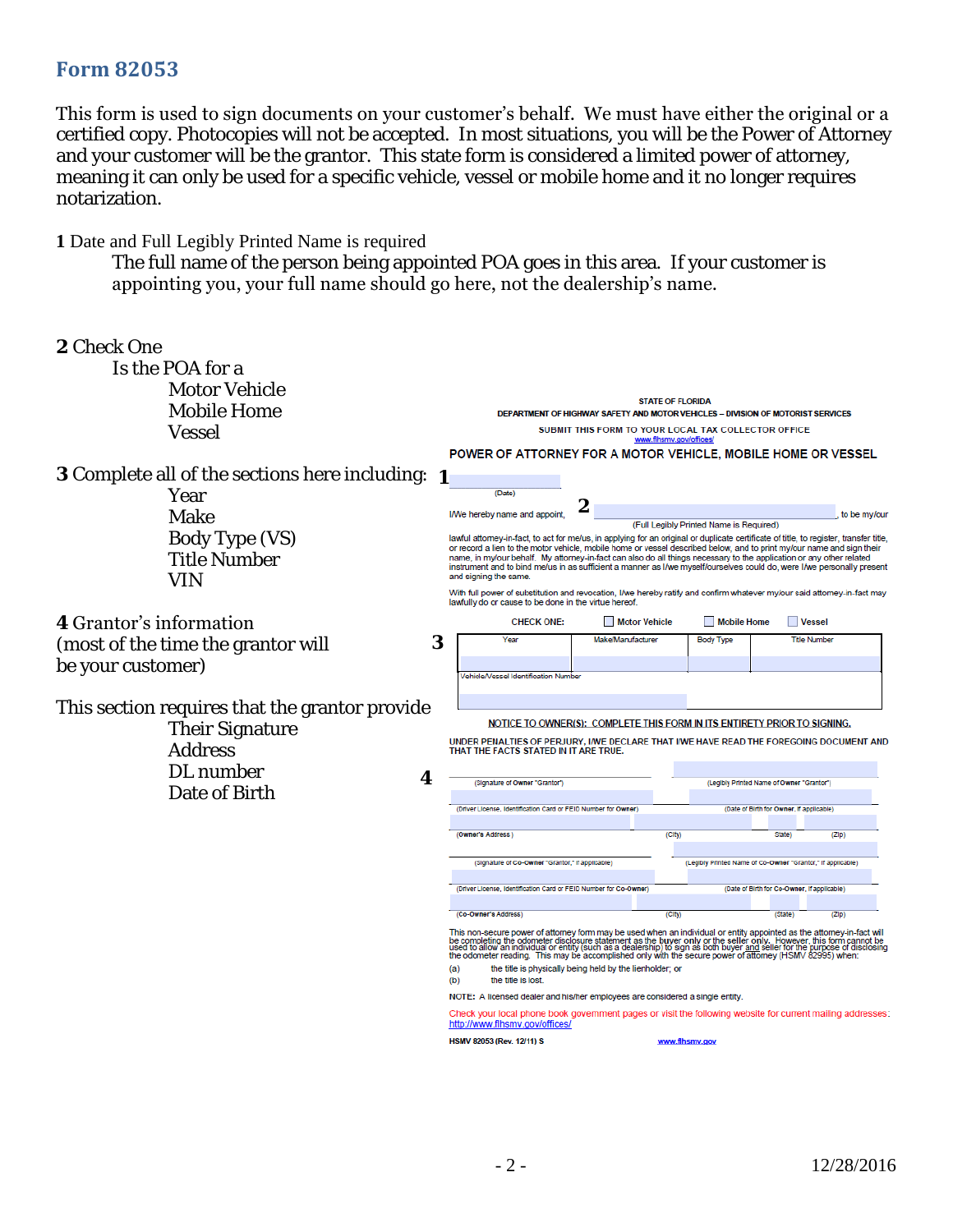# Form 82053

This form is used to sign documents on your customer's behalf. We must have either the original or a certified copy. Photocopies will not be accepted. In most situations, you will be the Power of Attorney and your customer will be the grantor. This state form is considered a limited power of attorney, meaning it can only be used for a specific vehicle, vessel or mobile home and it no longer requires notarization.

**1** Date and Full Legibly Printed Name is required

The full name of the person being appointed POA goes in this area. If your customer is appointing you, your full name should go here, not the dealership's name.

**2** Check One

Is the POA for a

- Motor Vehicle
- Mobile Home
- Vessel

**3** Complete all of the sections here including:

- Year
- Make
- Body Type (VS)
- Title Number
- VIN

**4** Grantor's information (most of the time the grantor will be your customer)

This section requires that the grantor provide

- Their Signature
- Address
- DL number
- Date of Birth

---

STATE OF FLORIDA
DEPARTMENT OF HIGHWAY SAFETY AND MOTOR VEHICLES – DIVISION OF MOTORIST SERVICES
SUBMIT THIS FORM TO YOUR LOCAL TAX COLLECTOR OFFICE
www.flhsmv.gov/offices/

**POWER OF ATTORNEY FOR A MOTOR VEHICLE, MOBILE HOME OR VESSEL**

**1** ______________ (Date)

I/We hereby name and appoint, **2** ______________________ (Full Legibly Printed Name is Required), to be my/our lawful attorney-in-fact, to act for me/us, in applying for an original or duplicate certificate of title, to register, transfer title, or record a lien to the motor vehicle, mobile home or vessel described below, and to print my/our name and sign their name, in my/our behalf. My attorney-in-fact can also do all things necessary to the application or any other related instrument and to bind me/us in as sufficient a manner as I/we myself/ourselves could do, were I/we personally present and signing the same.

With full power of substitution and revocation, I/we hereby ratify and confirm whatever my/our said attorney-in-fact may lawfully do or cause to be done in the virtue hereof.

CHECK ONE: ☐ Motor Vehicle ☐ Mobile Home ☐ Vessel

**3**

| Year | Make/Manufacturer | Body Type | Title Number |
|---|---|---|---|
| | | | |
| Vehicle/Vessel Identification Number | | | |
| | | | |

NOTICE TO OWNER(S): COMPLETE THIS FORM IN ITS ENTIRETY PRIOR TO SIGNING.

UNDER PENALTIES OF PERJURY, I/WE DECLARE THAT I/WE HAVE READ THE FOREGOING DOCUMENT AND THAT THE FACTS STATED IN IT ARE TRUE.

**4**

(Signature of Owner "Grantor") | (Legibly Printed Name of Owner "Grantor")

(Driver License, Identification Card or FEID Number for Owner) | (Date of Birth for Owner, if applicable)

(Owner's Address) | (City) | (State) | (Zip)

(Signature of Co-Owner "Grantor," if applicable) | (Legibly Printed Name of Co-Owner "Grantor," if applicable)

(Driver License, Identification Card or FEID Number for Co-Owner) | (Date of Birth for Co-Owner, if applicable)

(Co-Owner's Address) | (City) | (State) | (Zip)

This non-secure power of attorney form may be used when an individual or entity appointed as the attorney-in-fact will be completing the odometer disclosure statement as the buyer only or the seller only. However, this form cannot be used to allow an individual or entity (such as a dealership) to sign as both buyer and seller for the purpose of disclosing the odometer reading. This may be accomplished only with the secure power of attorney (HSMV 82995) when:

(a) the title is physically being held by the lienholder; or
(b) the title is lost.

NOTE: A licensed dealer and his/her employees are considered a single entity.

Check your local phone book government pages or visit the following website for current mailing addresses: http://www.flhsmv.gov/offices/

HSMV 82053 (Rev. 12/11) S www.flhsmv.gov

12/28/2016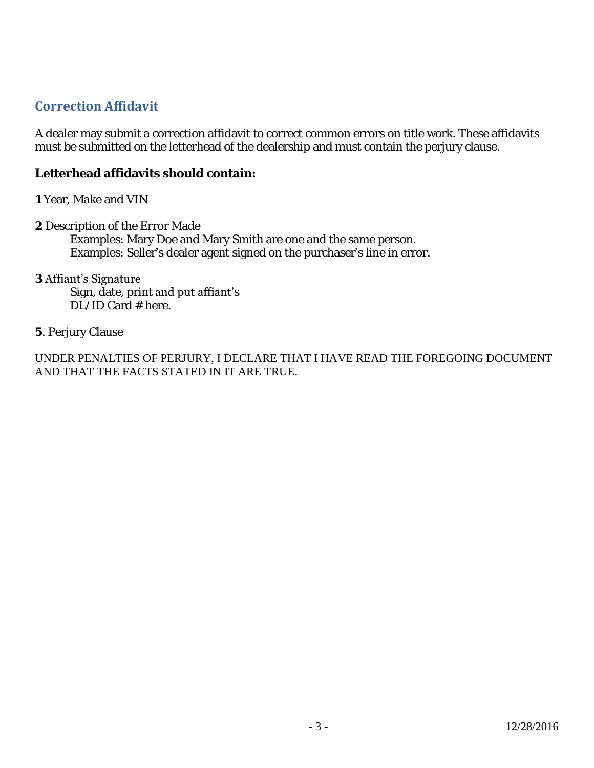## Correction Affidavit

A dealer may submit a correction affidavit to correct common errors on title work. These affidavits must be submitted on the letterhead of the dealership and must contain the perjury clause.

**Letterhead affidavits should contain:**

**1** Year, Make and VIN

**2** Description of the Error Made
Examples: Mary Doe and Mary Smith are one and the same person.
Examples: Seller's dealer agent signed on the purchaser's line in error.

**3** Affiant's Signature
Sign, date, print and put affiant's
DL/ID Card # here.

**5**. Perjury Clause

UNDER PENALTIES OF PERJURY, I DECLARE THAT I HAVE READ THE FOREGOING DOCUMENT AND THAT THE FACTS STATED IN IT ARE TRUE.

12/28/2016